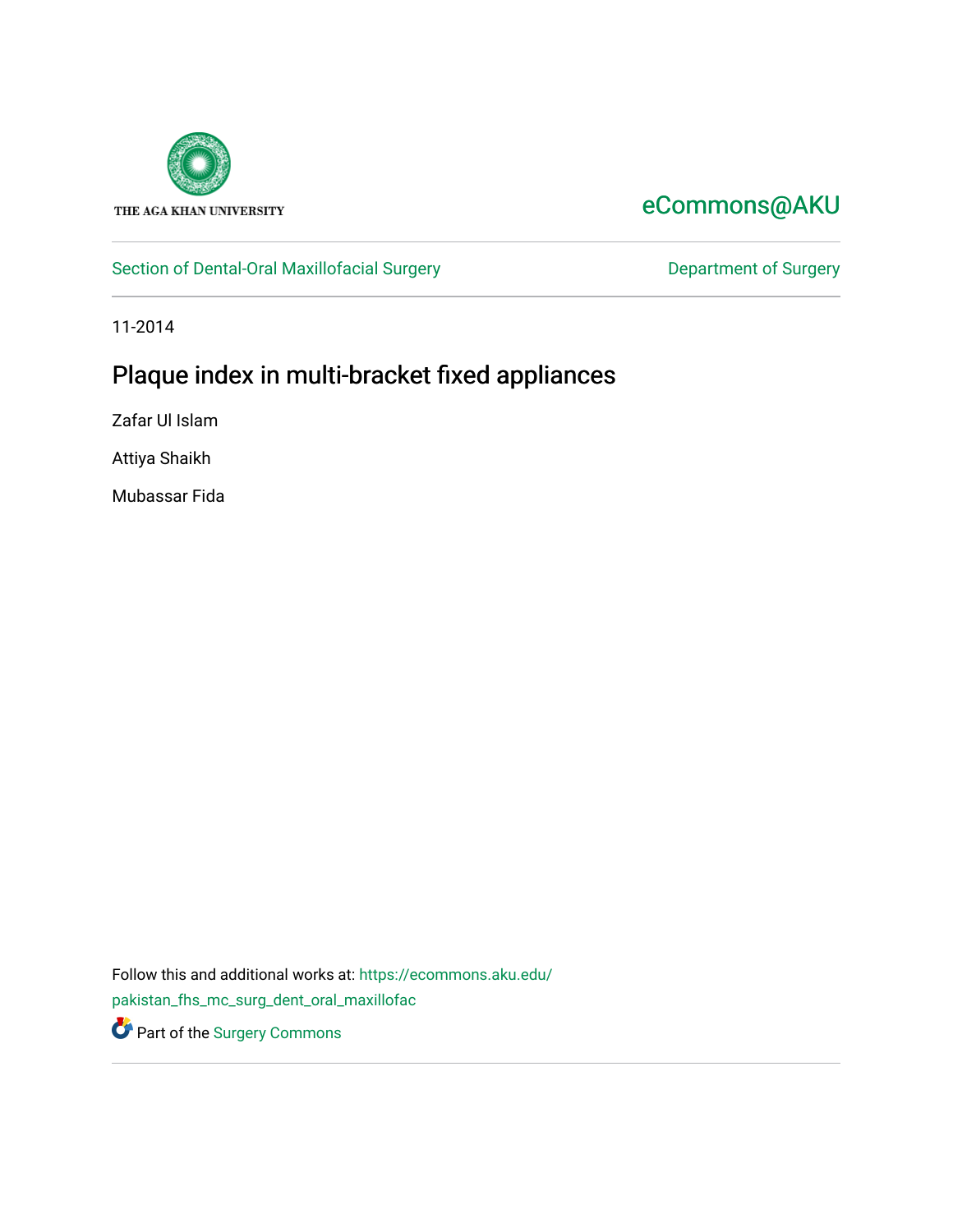THE AGA KHAN UNIVERSITY

eCommons@AKU

Section of Dental-Oral Maxillofacial Surgery

Department of Surgery

11-2014

# Plaque index in multi-bracket fixed appliances

Zafar Ul Islam

Attiya Shaikh

Mubassar Fida

Follow this and additional works at: https://ecommons.aku.edu/pakistan_fhs_mc_surg_dent_oral_maxillofac

Part of the Surgery Commons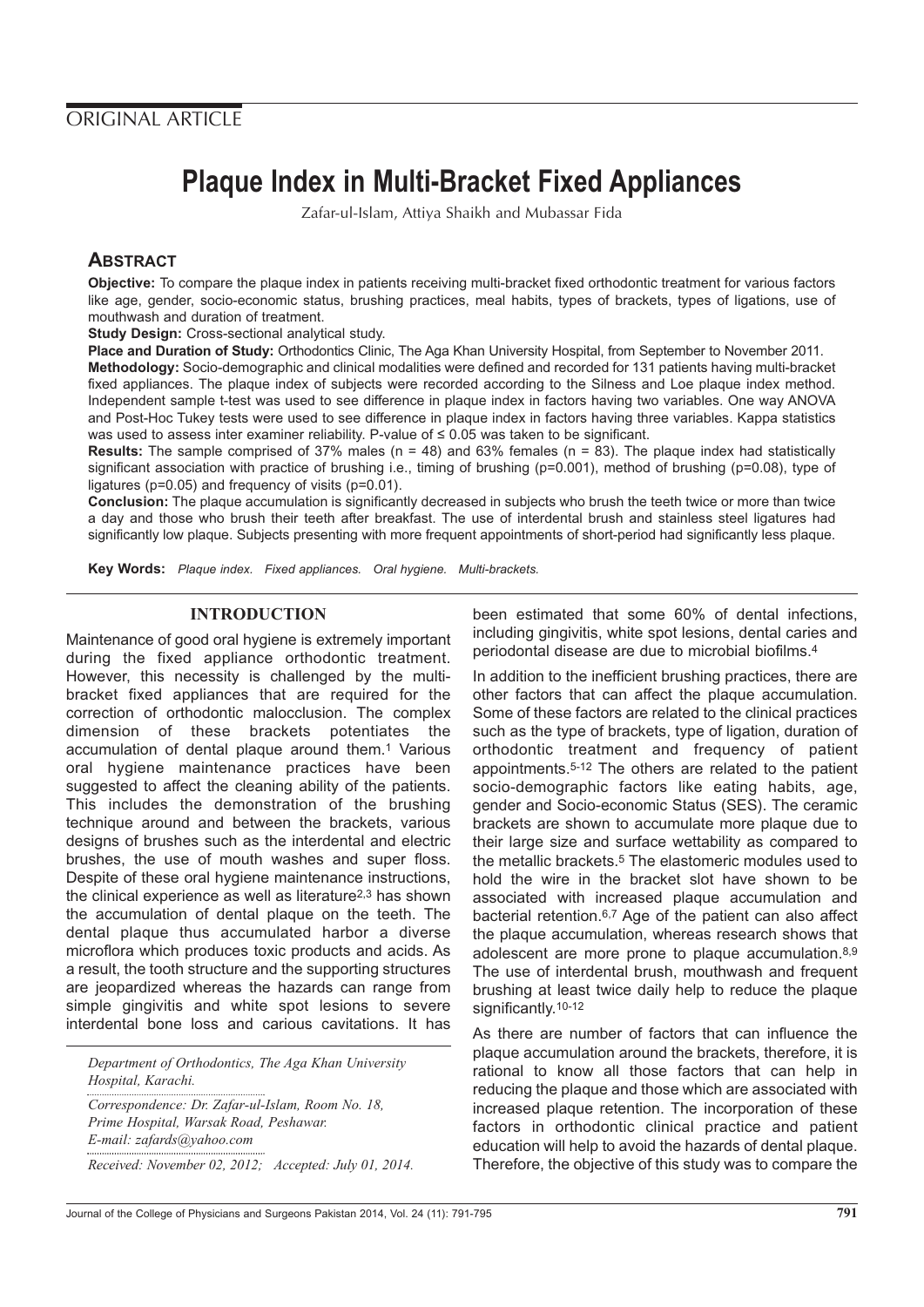ORIGINAL ARTICLE

# Plaque Index in Multi-Bracket Fixed Appliances

Zafar-ul-Islam, Attiya Shaikh and Mubassar Fida

## ABSTRACT

**Objective:** To compare the plaque index in patients receiving multi-bracket fixed orthodontic treatment for various factors like age, gender, socio-economic status, brushing practices, meal habits, types of brackets, types of ligations, use of mouthwash and duration of treatment.

**Study Design:** Cross-sectional analytical study.

**Place and Duration of Study:** Orthodontics Clinic, The Aga Khan University Hospital, from September to November 2011.

**Methodology:** Socio-demographic and clinical modalities were defined and recorded for 131 patients having multi-bracket fixed appliances. The plaque index of subjects were recorded according to the Silness and Loe plaque index method. Independent sample t-test was used to see difference in plaque index in factors having two variables. One way ANOVA and Post-Hoc Tukey tests were used to see difference in plaque index in factors having three variables. Kappa statistics was used to assess inter examiner reliability. P-value of ≤ 0.05 was taken to be significant.

**Results:** The sample comprised of 37% males (n = 48) and 63% females (n = 83). The plaque index had statistically significant association with practice of brushing i.e., timing of brushing (p=0.001), method of brushing (p=0.08), type of ligatures (p=0.05) and frequency of visits (p=0.01).

**Conclusion:** The plaque accumulation is significantly decreased in subjects who brush the teeth twice or more than twice a day and those who brush their teeth after breakfast. The use of interdental brush and stainless steel ligatures had significantly low plaque. Subjects presenting with more frequent appointments of short-period had significantly less plaque.

**Key Words:** *Plaque index. Fixed appliances. Oral hygiene. Multi-brackets.*

## INTRODUCTION

Maintenance of good oral hygiene is extremely important during the fixed appliance orthodontic treatment. However, this necessity is challenged by the multi-bracket fixed appliances that are required for the correction of orthodontic malocclusion. The complex dimension of these brackets potentiates the accumulation of dental plaque around them.[1] Various oral hygiene maintenance practices have been suggested to affect the cleaning ability of the patients. This includes the demonstration of the brushing technique around and between the brackets, various designs of brushes such as the interdental and electric brushes, the use of mouth washes and super floss. Despite of these oral hygiene maintenance instructions, the clinical experience as well as literature[2,3] has shown the accumulation of dental plaque on the teeth. The dental plaque thus accumulated harbor a diverse microflora which produces toxic products and acids. As a result, the tooth structure and the supporting structures are jeopardized whereas the hazards can range from simple gingivitis and white spot lesions to severe interdental bone loss and carious cavitations. It has been estimated that some 60% of dental infections, including gingivitis, white spot lesions, dental caries and periodontal disease are due to microbial biofilms.[4]

In addition to the inefficient brushing practices, there are other factors that can affect the plaque accumulation. Some of these factors are related to the clinical practices such as the type of brackets, type of ligation, duration of orthodontic treatment and frequency of patient appointments.[5-12] The others are related to the patient socio-demographic factors like eating habits, age, gender and Socio-economic Status (SES). The ceramic brackets are shown to accumulate more plaque due to their large size and surface wettability as compared to the metallic brackets.[5] The elastomeric modules used to hold the wire in the bracket slot have shown to be associated with increased plaque accumulation and bacterial retention.[6,7] Age of the patient can also affect the plaque accumulation, whereas research shows that adolescent are more prone to plaque accumulation.[8,9] The use of interdental brush, mouthwash and frequent brushing at least twice daily help to reduce the plaque significantly.[10-12]

As there are number of factors that can influence the plaque accumulation around the brackets, therefore, it is rational to know all those factors that can help in reducing the plaque and those which are associated with increased plaque retention. The incorporation of these factors in orthodontic clinical practice and patient education will help to avoid the hazards of dental plaque. Therefore, the objective of this study was to compare the

*Department of Orthodontics, The Aga Khan University Hospital, Karachi.*

*Correspondence: Dr. Zafar-ul-Islam, Room No. 18, Prime Hospital, Warsak Road, Peshawar.*
*E-mail: zafards@yahoo.com*

*Received: November 02, 2012; Accepted: July 01, 2014.*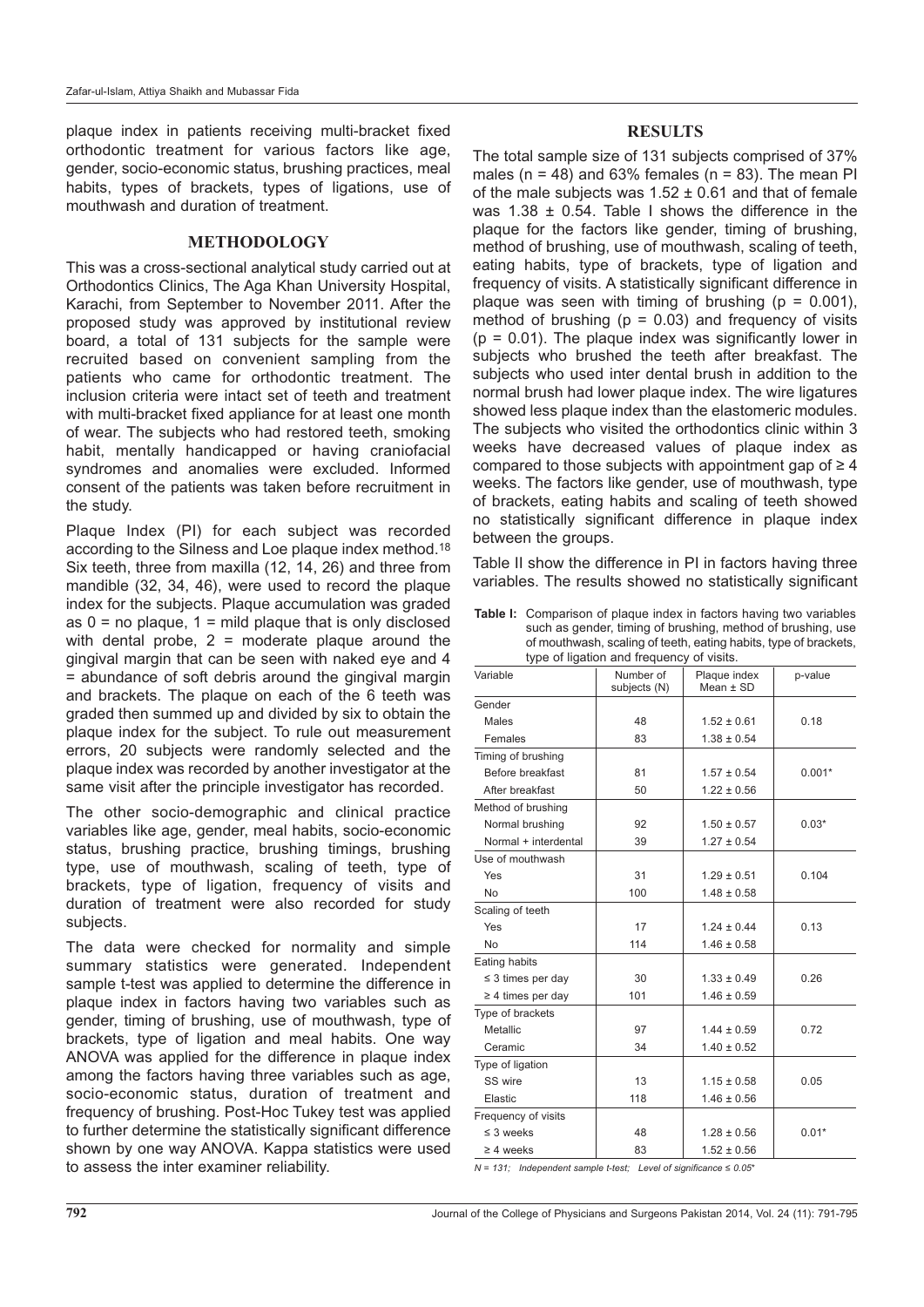plaque index in patients receiving multi-bracket fixed orthodontic treatment for various factors like age, gender, socio-economic status, brushing practices, meal habits, types of brackets, types of ligations, use of mouthwash and duration of treatment.

## METHODOLOGY

This was a cross-sectional analytical study carried out at Orthodontics Clinics, The Aga Khan University Hospital, Karachi, from September to November 2011. After the proposed study was approved by institutional review board, a total of 131 subjects for the sample were recruited based on convenient sampling from the patients who came for orthodontic treatment. The inclusion criteria were intact set of teeth and treatment with multi-bracket fixed appliance for at least one month of wear. The subjects who had restored teeth, smoking habit, mentally handicapped or having craniofacial syndromes and anomalies were excluded. Informed consent of the patients was taken before recruitment in the study.

Plaque Index (PI) for each subject was recorded according to the Silness and Loe plaque index method.[18] Six teeth, three from maxilla (12, 14, 26) and three from mandible (32, 34, 46), were used to record the plaque index for the subjects. Plaque accumulation was graded as 0 = no plaque, 1 = mild plaque that is only disclosed with dental probe, 2 = moderate plaque around the gingival margin that can be seen with naked eye and 4 = abundance of soft debris around the gingival margin and brackets. The plaque on each of the 6 teeth was graded then summed up and divided by six to obtain the plaque index for the subject. To rule out measurement errors, 20 subjects were randomly selected and the plaque index was recorded by another investigator at the same visit after the principle investigator has recorded.

The other socio-demographic and clinical practice variables like age, gender, meal habits, socio-economic status, brushing practice, brushing timings, brushing type, use of mouthwash, scaling of teeth, type of brackets, type of ligation, frequency of visits and duration of treatment were also recorded for study subjects.

The data were checked for normality and simple summary statistics were generated. Independent sample t-test was applied to determine the difference in plaque index in factors having two variables such as gender, timing of brushing, use of mouthwash, type of brackets, type of ligation and meal habits. One way ANOVA was applied for the difference in plaque index among the factors having three variables such as age, socio-economic status, duration of treatment and frequency of brushing. Post-Hoc Tukey test was applied to further determine the statistically significant difference shown by one way ANOVA. Kappa statistics were used to assess the inter examiner reliability.

## RESULTS

The total sample size of 131 subjects comprised of 37% males (n = 48) and 63% females (n = 83). The mean PI of the male subjects was 1.52 ± 0.61 and that of female was 1.38 ± 0.54. Table I shows the difference in the plaque for the factors like gender, timing of brushing, method of brushing, use of mouthwash, scaling of teeth, eating habits, type of brackets, type of ligation and frequency of visits. A statistically significant difference in plaque was seen with timing of brushing (p = 0.001), method of brushing (p = 0.03) and frequency of visits (p = 0.01). The plaque index was significantly lower in subjects who brushed the teeth after breakfast. The subjects who used inter dental brush in addition to the normal brush had lower plaque index. The wire ligatures showed less plaque index than the elastomeric modules. The subjects who visited the orthodontics clinic within 3 weeks have decreased values of plaque index as compared to those subjects with appointment gap of ≥ 4 weeks. The factors like gender, use of mouthwash, type of brackets, eating habits and scaling of teeth showed no statistically significant difference in plaque index between the groups.

Table II show the difference in PI in factors having three variables. The results showed no statistically significant

**Table I:** Comparison of plaque index in factors having two variables such as gender, timing of brushing, method of brushing, use of mouthwash, scaling of teeth, eating habits, type of brackets, type of ligation and frequency of visits.

| Variable | Number of subjects (N) | Plaque index Mean ± SD | p-value |
|---|---|---|---|
| Gender | | | |
| Males | 48 | 1.52 ± 0.61 | 0.18 |
| Females | 83 | 1.38 ± 0.54 | |
| Timing of brushing | | | |
| Before breakfast | 81 | 1.57 ± 0.54 | 0.001* |
| After breakfast | 50 | 1.22 ± 0.56 | |
| Method of brushing | | | |
| Normal brushing | 92 | 1.50 ± 0.57 | 0.03* |
| Normal + interdental | 39 | 1.27 ± 0.54 | |
| Use of mouthwash | | | |
| Yes | 31 | 1.29 ± 0.51 | 0.104 |
| No | 100 | 1.48 ± 0.58 | |
| Scaling of teeth | | | |
| Yes | 17 | 1.24 ± 0.44 | 0.13 |
| No | 114 | 1.46 ± 0.58 | |
| Eating habits | | | |
| ≤ 3 times per day | 30 | 1.33 ± 0.49 | 0.26 |
| ≥ 4 times per day | 101 | 1.46 ± 0.59 | |
| Type of brackets | | | |
| Metallic | 97 | 1.44 ± 0.59 | 0.72 |
| Ceramic | 34 | 1.40 ± 0.52 | |
| Type of ligation | | | |
| SS wire | 13 | 1.15 ± 0.58 | 0.05 |
| Elastic | 118 | 1.46 ± 0.56 | |
| Frequency of visits | | | |
| ≤ 3 weeks | 48 | 1.28 ± 0.56 | 0.01* |
| ≥ 4 weeks | 83 | 1.52 ± 0.56 | |

*N = 131; Independent sample t-test; Level of significance ≤ 0.05**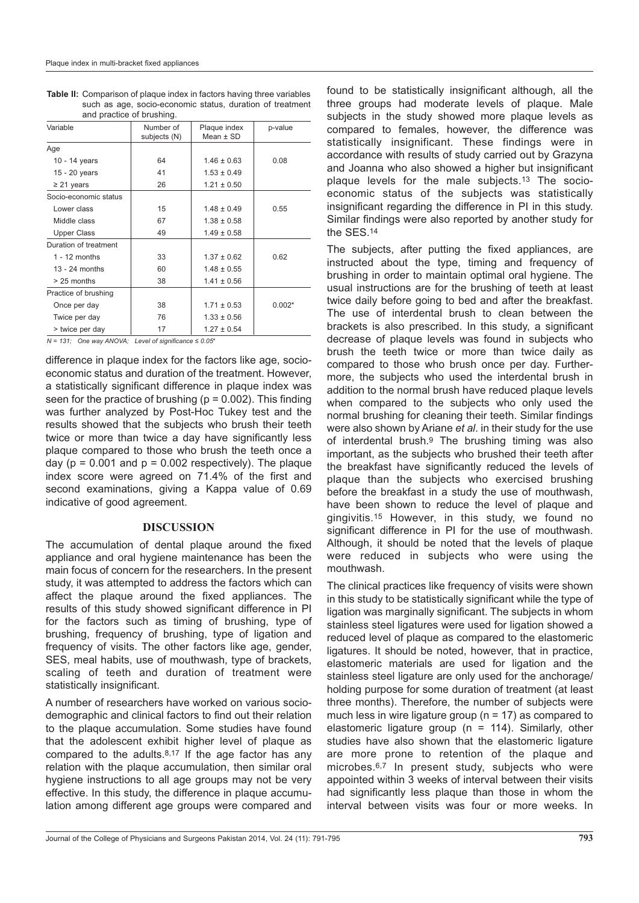**Table II:** Comparison of plaque index in factors having three variables such as age, socio-economic status, duration of treatment and practice of brushing.

| Variable | Number of subjects (N) | Plaque index Mean ± SD | p-value |
|---|---|---|---|
| Age | | | |
| 10 - 14 years | 64 | 1.46 ± 0.63 | 0.08 |
| 15 - 20 years | 41 | 1.53 ± 0.49 | |
| ≥ 21 years | 26 | 1.21 ± 0.50 | |
| Socio-economic status | | | |
| Lower class | 15 | 1.48 ± 0.49 | 0.55 |
| Middle class | 67 | 1.38 ± 0.58 | |
| Upper Class | 49 | 1.49 ± 0.58 | |
| Duration of treatment | | | |
| 1 - 12 months | 33 | 1.37 ± 0.62 | 0.62 |
| 13 - 24 months | 60 | 1.48 ± 0.55 | |
| > 25 months | 38 | 1.41 ± 0.56 | |
| Practice of brushing | | | |
| Once per day | 38 | 1.71 ± 0.53 | 0.002* |
| Twice per day | 76 | 1.33 ± 0.56 | |
| > twice per day | 17 | 1.27 ± 0.54 | |

*N = 131; One way ANOVA; Level of significance ≤ 0.05**

difference in plaque index for the factors like age, socio-economic status and duration of the treatment. However, a statistically significant difference in plaque index was seen for the practice of brushing ($p = 0.002$). This finding was further analyzed by Post-Hoc Tukey test and the results showed that the subjects who brush their teeth twice or more than twice a day have significantly less plaque compared to those who brush the teeth once a day ($p = 0.001$ and $p = 0.002$ respectively). The plaque index score were agreed on 71.4% of the first and second examinations, giving a Kappa value of 0.69 indicative of good agreement.

## DISCUSSION

The accumulation of dental plaque around the fixed appliance and oral hygiene maintenance has been the main focus of concern for the researchers. In the present study, it was attempted to address the factors which can affect the plaque around the fixed appliances. The results of this study showed significant difference in PI for the factors such as timing of brushing, type of brushing, frequency of brushing, type of ligation and frequency of visits. The other factors like age, gender, SES, meal habits, use of mouthwash, type of brackets, scaling of teeth and duration of treatment were statistically insignificant.

A number of researchers have worked on various socio-demographic and clinical factors to find out their relation to the plaque accumulation. Some studies have found that the adolescent exhibit higher level of plaque as compared to the adults.[8,17] If the age factor has any relation with the plaque accumulation, then similar oral hygiene instructions to all age groups may not be very effective. In this study, the difference in plaque accumulation among different age groups were compared and found to be statistically insignificant although, all the three groups had moderate levels of plaque. Male subjects in the study showed more plaque levels as compared to females, however, the difference was statistically insignificant. These findings were in accordance with results of study carried out by Grazyna and Joanna who also showed a higher but insignificant plaque levels for the male subjects.[13] The socio-economic status of the subjects was statistically insignificant regarding the difference in PI in this study. Similar findings were also reported by another study for the SES.[14]

The subjects, after putting the fixed appliances, are instructed about the type, timing and frequency of brushing in order to maintain optimal oral hygiene. The usual instructions are for the brushing of teeth at least twice daily before going to bed and after the breakfast. The use of interdental brush to clean between the brackets is also prescribed. In this study, a significant decrease of plaque levels was found in subjects who brush the teeth twice or more than twice daily as compared to those who brush once per day. Furthermore, the subjects who used the interdental brush in addition to the normal brush have reduced plaque levels when compared to the subjects who only used the normal brushing for cleaning their teeth. Similar findings were also shown by Ariane *et al*. in their study for the use of interdental brush.[9] The brushing timing was also important, as the subjects who brushed their teeth after the breakfast have significantly reduced the levels of plaque than the subjects who exercised brushing before the breakfast in a study the use of mouthwash, have been shown to reduce the level of plaque and gingivitis.[15] However, in this study, we found no significant difference in PI for the use of mouthwash. Although, it should be noted that the levels of plaque were reduced in subjects who were using the mouthwash.

The clinical practices like frequency of visits were shown in this study to be statistically significant while the type of ligation was marginally significant. The subjects in whom stainless steel ligatures were used for ligation showed a reduced level of plaque as compared to the elastomeric ligatures. It should be noted, however, that in practice, elastomeric materials are used for ligation and the stainless steel ligature are only used for the anchorage/holding purpose for some duration of treatment (at least three months). Therefore, the number of subjects were much less in wire ligature group (n = 17) as compared to elastomeric ligature group (n = 114). Similarly, other studies have also shown that the elastomeric ligature are more prone to retention of the plaque and microbes.[6,7] In present study, subjects who were appointed within 3 weeks of interval between their visits had significantly less plaque than those in whom the interval between visits was four or more weeks. In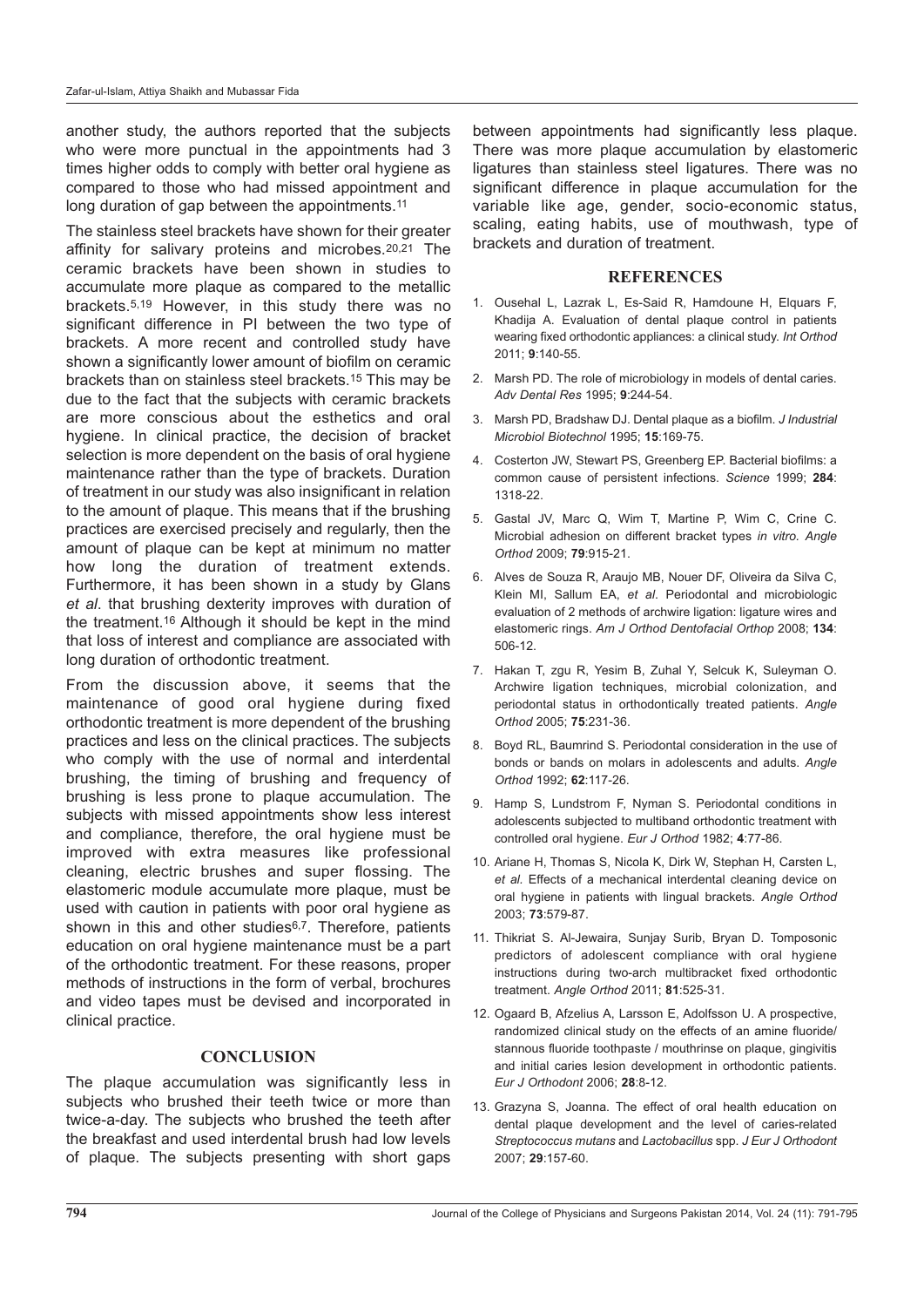another study, the authors reported that the subjects who were more punctual in the appointments had 3 times higher odds to comply with better oral hygiene as compared to those who had missed appointment and long duration of gap between the appointments.[11]

The stainless steel brackets have shown for their greater affinity for salivary proteins and microbes.[20,21] The ceramic brackets have been shown in studies to accumulate more plaque as compared to the metallic brackets.[5,19] However, in this study there was no significant difference in PI between the two type of brackets. A more recent and controlled study have shown a significantly lower amount of biofilm on ceramic brackets than on stainless steel brackets.[15] This may be due to the fact that the subjects with ceramic brackets are more conscious about the esthetics and oral hygiene. In clinical practice, the decision of bracket selection is more dependent on the basis of oral hygiene maintenance rather than the type of brackets. Duration of treatment in our study was also insignificant in relation to the amount of plaque. This means that if the brushing practices are exercised precisely and regularly, then the amount of plaque can be kept at minimum no matter how long the duration of treatment extends. Furthermore, it has been shown in a study by Glans *et al*. that brushing dexterity improves with duration of the treatment.[16] Although it should be kept in the mind that loss of interest and compliance are associated with long duration of orthodontic treatment.

From the discussion above, it seems that the maintenance of good oral hygiene during fixed orthodontic treatment is more dependent of the brushing practices and less on the clinical practices. The subjects who comply with the use of normal and interdental brushing, the timing of brushing and frequency of brushing is less prone to plaque accumulation. The subjects with missed appointments show less interest and compliance, therefore, the oral hygiene must be improved with extra measures like professional cleaning, electric brushes and super flossing. The elastomeric module accumulate more plaque, must be used with caution in patients with poor oral hygiene as shown in this and other studies[6,7]. Therefore, patients education on oral hygiene maintenance must be a part of the orthodontic treatment. For these reasons, proper methods of instructions in the form of verbal, brochures and video tapes must be devised and incorporated in clinical practice.

## CONCLUSION

The plaque accumulation was significantly less in subjects who brushed their teeth twice or more than twice-a-day. The subjects who brushed the teeth after the breakfast and used interdental brush had low levels of plaque. The subjects presenting with short gaps between appointments had significantly less plaque. There was more plaque accumulation by elastomeric ligatures than stainless steel ligatures. There was no significant difference in plaque accumulation for the variable like age, gender, socio-economic status, scaling, eating habits, use of mouthwash, type of brackets and duration of treatment.

## REFERENCES

1. Ousehal L, Lazrak L, Es-Said R, Hamdoune H, Elquars F, Khadija A. Evaluation of dental plaque control in patients wearing fixed orthodontic appliances: a clinical study. *Int Orthod* 2011; **9**:140-55.
2. Marsh PD. The role of microbiology in models of dental caries. *Adv Dental Res* 1995; **9**:244-54.
3. Marsh PD, Bradshaw DJ. Dental plaque as a biofilm. *J Industrial Microbiol Biotechnol* 1995; **15**:169-75.
4. Costerton JW, Stewart PS, Greenberg EP. Bacterial biofilms: a common cause of persistent infections. *Science* 1999; **284**: 1318-22.
5. Gastal JV, Marc Q, Wim T, Martine P, Wim C, Crine C. Microbial adhesion on different bracket types *in vitro. Angle Orthod* 2009; **79**:915-21.
6. Alves de Souza R, Araujo MB, Nouer DF, Oliveira da Silva C, Klein MI, Sallum EA, *et al*. Periodontal and microbiologic evaluation of 2 methods of archwire ligation: ligature wires and elastomeric rings. *Am J Orthod Dentofacial Orthop* 2008; **134**: 506-12.
7. Hakan T, zgu R, Yesim B, Zuhal Y, Selcuk K, Suleyman O. Archwire ligation techniques, microbial colonization, and periodontal status in orthodontically treated patients. *Angle Orthod* 2005; **75**:231-36.
8. Boyd RL, Baumrind S. Periodontal consideration in the use of bonds or bands on molars in adolescents and adults. *Angle Orthod* 1992; **62**:117-26.
9. Hamp S, Lundstrom F, Nyman S. Periodontal conditions in adolescents subjected to multiband orthodontic treatment with controlled oral hygiene. *Eur J Orthod* 1982; **4**:77-86.
10. Ariane H, Thomas S, Nicola K, Dirk W, Stephan H, Carsten L, *et al.* Effects of a mechanical interdental cleaning device on oral hygiene in patients with lingual brackets. *Angle Orthod* 2003; **73**:579-87.
11. Thikriat S. Al-Jewaira, Sunjay Surib, Bryan D. Tomposonic predictors of adolescent compliance with oral hygiene instructions during two-arch multibracket fixed orthodontic treatment. *Angle Orthod* 2011; **81**:525-31.
12. Ogaard B, Afzelius A, Larsson E, Adolfsson U. A prospective, randomized clinical study on the effects of an amine fluoride/ stannous fluoride toothpaste / mouthrinse on plaque, gingivitis and initial caries lesion development in orthodontic patients. *Eur J Orthodont* 2006; **28**:8-12.
13. Grazyna S, Joanna. The effect of oral health education on dental plaque development and the level of caries-related *Streptococcus mutans* and *Lactobacillus* spp. *J Eur J Orthodont* 2007; **29**:157-60.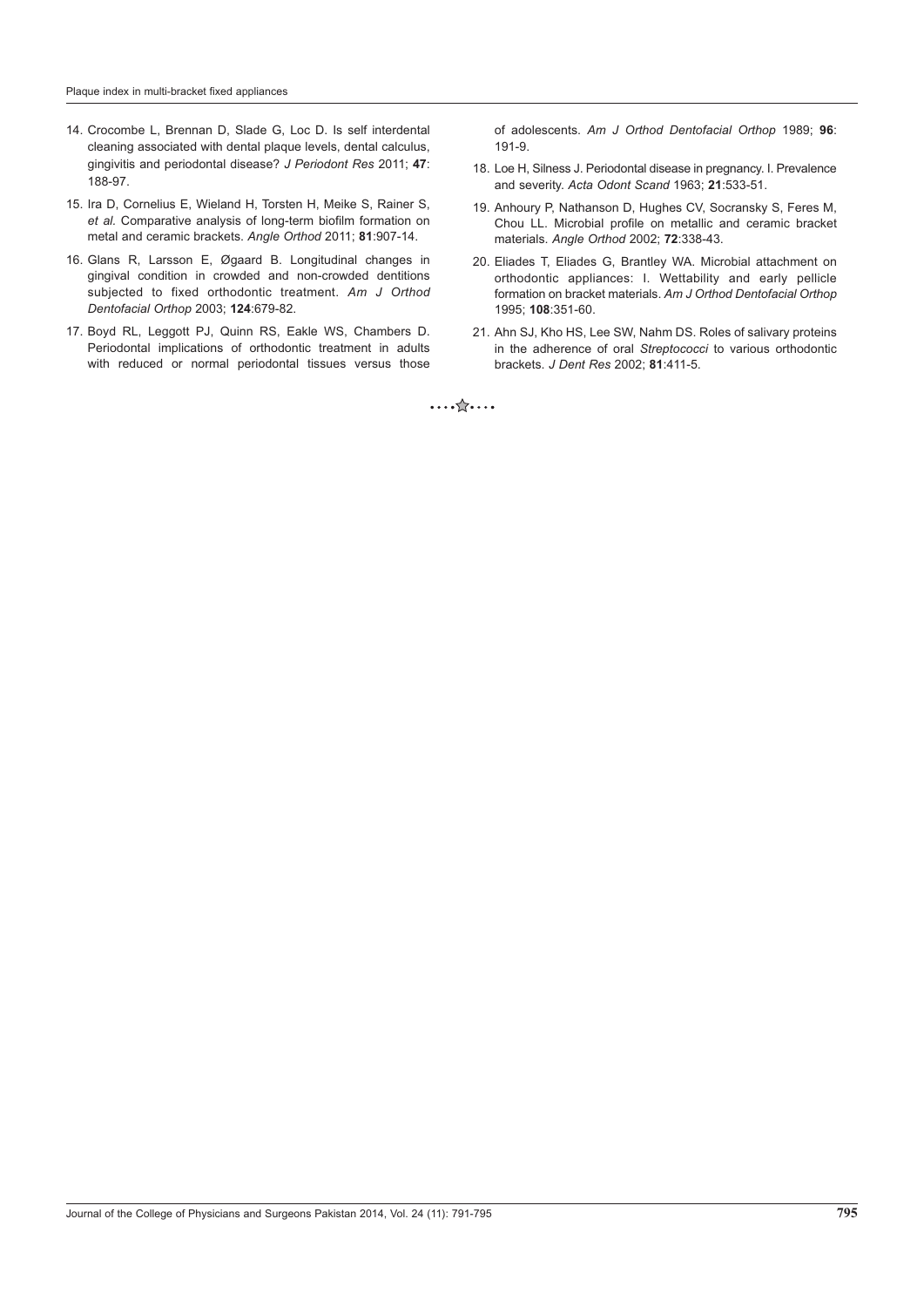14. Crocombe L, Brennan D, Slade G, Loc D. Is self interdental cleaning associated with dental plaque levels, dental calculus, gingivitis and periodontal disease? *J Periodont Res* 2011; **47**: 188-97.
15. Ira D, Cornelius E, Wieland H, Torsten H, Meike S, Rainer S, *et al*. Comparative analysis of long-term biofilm formation on metal and ceramic brackets. *Angle Orthod* 2011; **81**:907-14.
16. Glans R, Larsson E, Øgaard B. Longitudinal changes in gingival condition in crowded and non-crowded dentitions subjected to fixed orthodontic treatment. *Am J Orthod Dentofacial Orthop* 2003; **124**:679-82.
17. Boyd RL, Leggott PJ, Quinn RS, Eakle WS, Chambers D. Periodontal implications of orthodontic treatment in adults with reduced or normal periodontal tissues versus those of adolescents. *Am J Orthod Dentofacial Orthop* 1989; **96**: 191-9.
18. Loe H, Silness J. Periodontal disease in pregnancy. I. Prevalence and severity. *Acta Odont Scand* 1963; **21**:533-51.
19. Anhoury P, Nathanson D, Hughes CV, Socransky S, Feres M, Chou LL. Microbial profile on metallic and ceramic bracket materials. *Angle Orthod* 2002; **72**:338-43.
20. Eliades T, Eliades G, Brantley WA. Microbial attachment on orthodontic appliances: I. Wettability and early pellicle formation on bracket materials. *Am J Orthod Dentofacial Orthop* 1995; **108**:351-60.
21. Ahn SJ, Kho HS, Lee SW, Nahm DS. Roles of salivary proteins in the adherence of oral *Streptococci* to various orthodontic brackets. *J Dent Res* 2002; **81**:411-5.